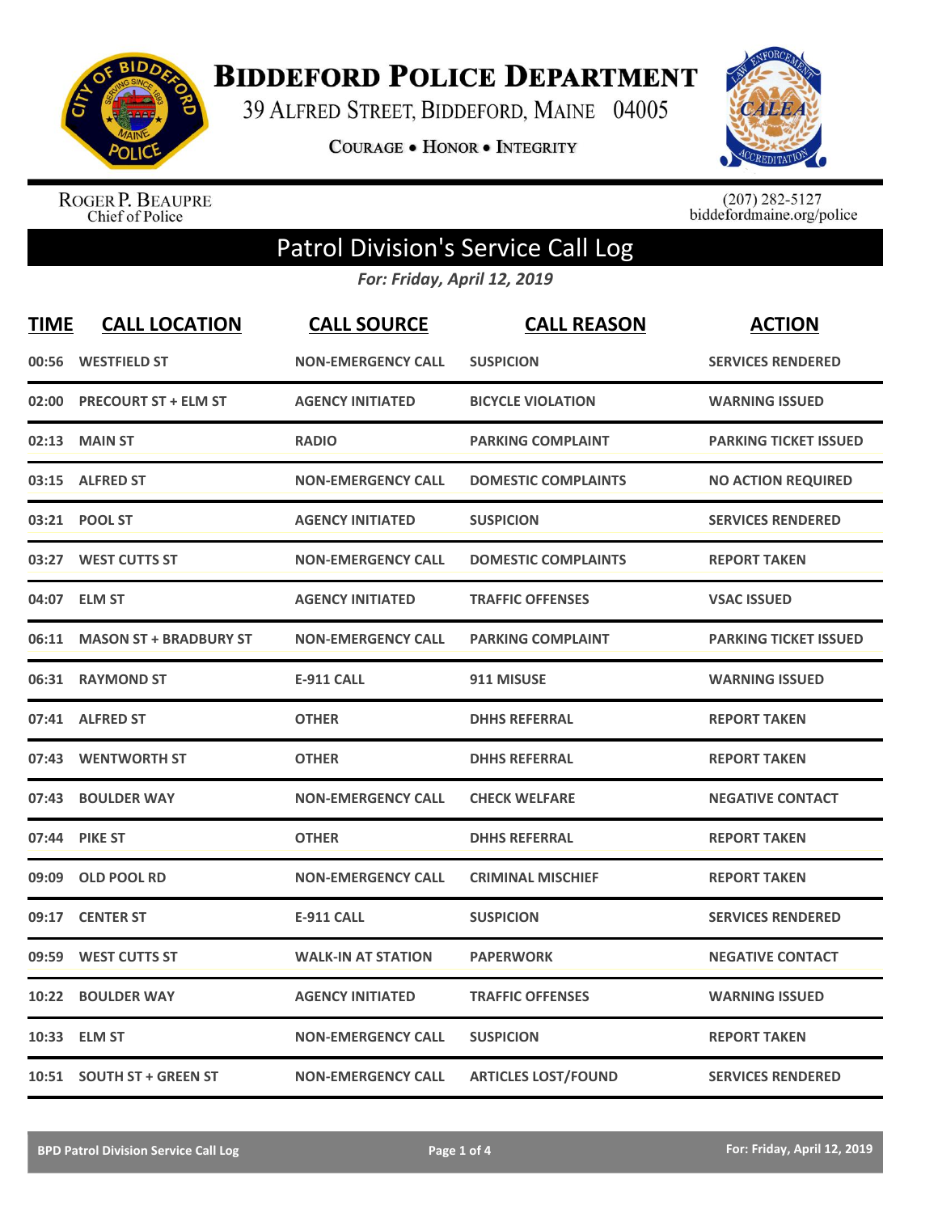# BIDDEFORD POLICE DEPARTMENT

39 ALFRED STREET, BIDDEFORD, MAINE 04005

COURAGE • HONOR • INTEGRITY

ROGER P. BEAUPRE
Chief of Police

(207) 282-5127
biddefordmaine.org/police

## Patrol Division's Service Call Log

*For: Friday, April 12, 2019*

| TIME | CALL LOCATION | CALL SOURCE | CALL REASON | ACTION |
|---|---|---|---|---|
| 00:56 | WESTFIELD ST | NON-EMERGENCY CALL | SUSPICION | SERVICES RENDERED |
| 02:00 | PRECOURT ST + ELM ST | AGENCY INITIATED | BICYCLE VIOLATION | WARNING ISSUED |
| 02:13 | MAIN ST | RADIO | PARKING COMPLAINT | PARKING TICKET ISSUED |
| 03:15 | ALFRED ST | NON-EMERGENCY CALL | DOMESTIC COMPLAINTS | NO ACTION REQUIRED |
| 03:21 | POOL ST | AGENCY INITIATED | SUSPICION | SERVICES RENDERED |
| 03:27 | WEST CUTTS ST | NON-EMERGENCY CALL | DOMESTIC COMPLAINTS | REPORT TAKEN |
| 04:07 | ELM ST | AGENCY INITIATED | TRAFFIC OFFENSES | VSAC ISSUED |
| 06:11 | MASON ST + BRADBURY ST | NON-EMERGENCY CALL | PARKING COMPLAINT | PARKING TICKET ISSUED |
| 06:31 | RAYMOND ST | E-911 CALL | 911 MISUSE | WARNING ISSUED |
| 07:41 | ALFRED ST | OTHER | DHHS REFERRAL | REPORT TAKEN |
| 07:43 | WENTWORTH ST | OTHER | DHHS REFERRAL | REPORT TAKEN |
| 07:43 | BOULDER WAY | NON-EMERGENCY CALL | CHECK WELFARE | NEGATIVE CONTACT |
| 07:44 | PIKE ST | OTHER | DHHS REFERRAL | REPORT TAKEN |
| 09:09 | OLD POOL RD | NON-EMERGENCY CALL | CRIMINAL MISCHIEF | REPORT TAKEN |
| 09:17 | CENTER ST | E-911 CALL | SUSPICION | SERVICES RENDERED |
| 09:59 | WEST CUTTS ST | WALK-IN AT STATION | PAPERWORK | NEGATIVE CONTACT |
| 10:22 | BOULDER WAY | AGENCY INITIATED | TRAFFIC OFFENSES | WARNING ISSUED |
| 10:33 | ELM ST | NON-EMERGENCY CALL | SUSPICION | REPORT TAKEN |
| 10:51 | SOUTH ST + GREEN ST | NON-EMERGENCY CALL | ARTICLES LOST/FOUND | SERVICES RENDERED |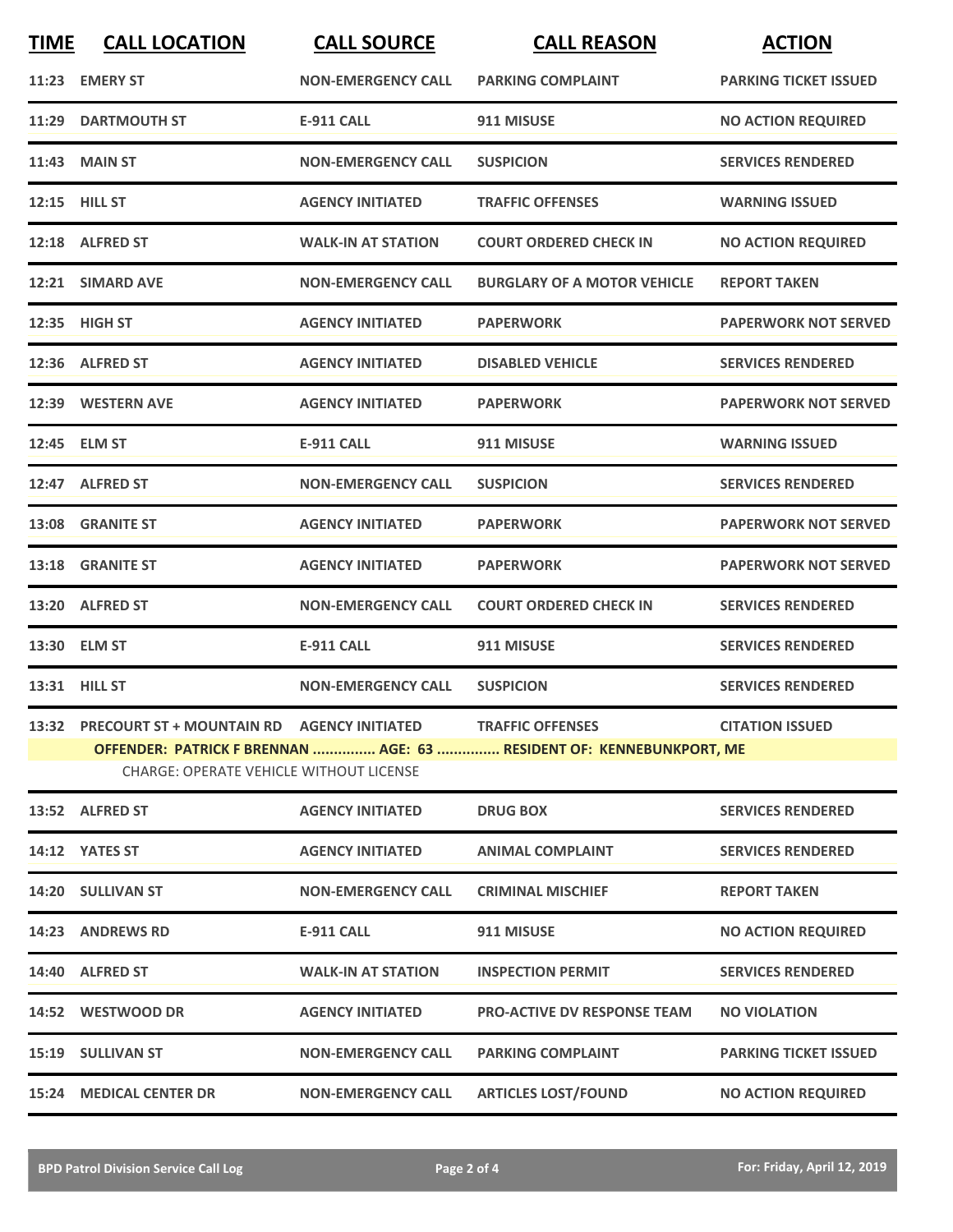| TIME | CALL LOCATION | CALL SOURCE | CALL REASON | ACTION |
|---|---|---|---|---|
| 11:23 | EMERY ST | NON-EMERGENCY CALL | PARKING COMPLAINT | PARKING TICKET ISSUED |
| 11:29 | DARTMOUTH ST | E-911 CALL | 911 MISUSE | NO ACTION REQUIRED |
| 11:43 | MAIN ST | NON-EMERGENCY CALL | SUSPICION | SERVICES RENDERED |
| 12:15 | HILL ST | AGENCY INITIATED | TRAFFIC OFFENSES | WARNING ISSUED |
| 12:18 | ALFRED ST | WALK-IN AT STATION | COURT ORDERED CHECK IN | NO ACTION REQUIRED |
| 12:21 | SIMARD AVE | NON-EMERGENCY CALL | BURGLARY OF A MOTOR VEHICLE | REPORT TAKEN |
| 12:35 | HIGH ST | AGENCY INITIATED | PAPERWORK | PAPERWORK NOT SERVED |
| 12:36 | ALFRED ST | AGENCY INITIATED | DISABLED VEHICLE | SERVICES RENDERED |
| 12:39 | WESTERN AVE | AGENCY INITIATED | PAPERWORK | PAPERWORK NOT SERVED |
| 12:45 | ELM ST | E-911 CALL | 911 MISUSE | WARNING ISSUED |
| 12:47 | ALFRED ST | NON-EMERGENCY CALL | SUSPICION | SERVICES RENDERED |
| 13:08 | GRANITE ST | AGENCY INITIATED | PAPERWORK | PAPERWORK NOT SERVED |
| 13:18 | GRANITE ST | AGENCY INITIATED | PAPERWORK | PAPERWORK NOT SERVED |
| 13:20 | ALFRED ST | NON-EMERGENCY CALL | COURT ORDERED CHECK IN | SERVICES RENDERED |
| 13:30 | ELM ST | E-911 CALL | 911 MISUSE | SERVICES RENDERED |
| 13:31 | HILL ST | NON-EMERGENCY CALL | SUSPICION | SERVICES RENDERED |
| 13:32 | PRECOURT ST + MOUNTAIN RD | AGENCY INITIATED | TRAFFIC OFFENSES | CITATION ISSUED |
| | OFFENDER: PATRICK F BRENNAN ............... AGE: 63 ............... RESIDENT OF: KENNEBUNKPORT, ME<br>CHARGE: OPERATE VEHICLE WITHOUT LICENSE | | | |
| 13:52 | ALFRED ST | AGENCY INITIATED | DRUG BOX | SERVICES RENDERED |
| 14:12 | YATES ST | AGENCY INITIATED | ANIMAL COMPLAINT | SERVICES RENDERED |
| 14:20 | SULLIVAN ST | NON-EMERGENCY CALL | CRIMINAL MISCHIEF | REPORT TAKEN |
| 14:23 | ANDREWS RD | E-911 CALL | 911 MISUSE | NO ACTION REQUIRED |
| 14:40 | ALFRED ST | WALK-IN AT STATION | INSPECTION PERMIT | SERVICES RENDERED |
| 14:52 | WESTWOOD DR | AGENCY INITIATED | PRO-ACTIVE DV RESPONSE TEAM | NO VIOLATION |
| 15:19 | SULLIVAN ST | NON-EMERGENCY CALL | PARKING COMPLAINT | PARKING TICKET ISSUED |
| 15:24 | MEDICAL CENTER DR | NON-EMERGENCY CALL | ARTICLES LOST/FOUND | NO ACTION REQUIRED |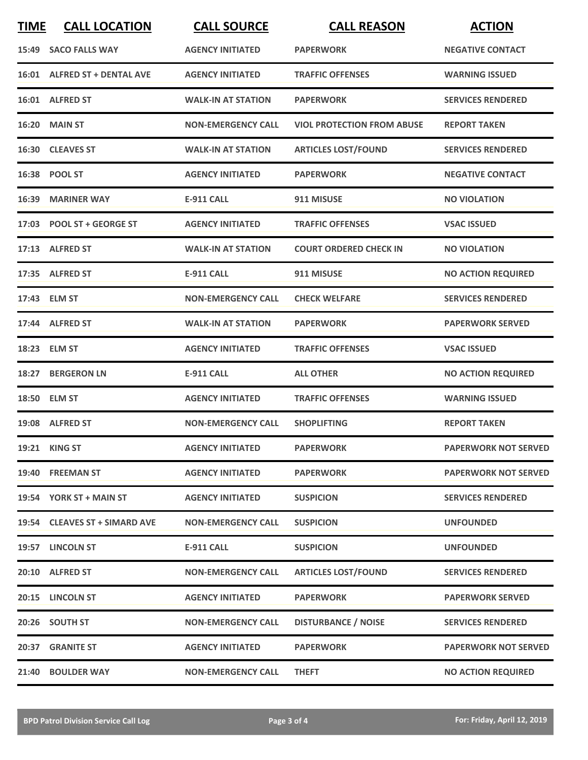| TIME | CALL LOCATION | CALL SOURCE | CALL REASON | ACTION |
|---|---|---|---|---|
| 15:49 | SACO FALLS WAY | AGENCY INITIATED | PAPERWORK | NEGATIVE CONTACT |
| 16:01 | ALFRED ST + DENTAL AVE | AGENCY INITIATED | TRAFFIC OFFENSES | WARNING ISSUED |
| 16:01 | ALFRED ST | WALK-IN AT STATION | PAPERWORK | SERVICES RENDERED |
| 16:20 | MAIN ST | NON-EMERGENCY CALL | VIOL PROTECTION FROM ABUSE | REPORT TAKEN |
| 16:30 | CLEAVES ST | WALK-IN AT STATION | ARTICLES LOST/FOUND | SERVICES RENDERED |
| 16:38 | POOL ST | AGENCY INITIATED | PAPERWORK | NEGATIVE CONTACT |
| 16:39 | MARINER WAY | E-911 CALL | 911 MISUSE | NO VIOLATION |
| 17:03 | POOL ST + GEORGE ST | AGENCY INITIATED | TRAFFIC OFFENSES | VSAC ISSUED |
| 17:13 | ALFRED ST | WALK-IN AT STATION | COURT ORDERED CHECK IN | NO VIOLATION |
| 17:35 | ALFRED ST | E-911 CALL | 911 MISUSE | NO ACTION REQUIRED |
| 17:43 | ELM ST | NON-EMERGENCY CALL | CHECK WELFARE | SERVICES RENDERED |
| 17:44 | ALFRED ST | WALK-IN AT STATION | PAPERWORK | PAPERWORK SERVED |
| 18:23 | ELM ST | AGENCY INITIATED | TRAFFIC OFFENSES | VSAC ISSUED |
| 18:27 | BERGERON LN | E-911 CALL | ALL OTHER | NO ACTION REQUIRED |
| 18:50 | ELM ST | AGENCY INITIATED | TRAFFIC OFFENSES | WARNING ISSUED |
| 19:08 | ALFRED ST | NON-EMERGENCY CALL | SHOPLIFTING | REPORT TAKEN |
| 19:21 | KING ST | AGENCY INITIATED | PAPERWORK | PAPERWORK NOT SERVED |
| 19:40 | FREEMAN ST | AGENCY INITIATED | PAPERWORK | PAPERWORK NOT SERVED |
| 19:54 | YORK ST + MAIN ST | AGENCY INITIATED | SUSPICION | SERVICES RENDERED |
| 19:54 | CLEAVES ST + SIMARD AVE | NON-EMERGENCY CALL | SUSPICION | UNFOUNDED |
| 19:57 | LINCOLN ST | E-911 CALL | SUSPICION | UNFOUNDED |
| 20:10 | ALFRED ST | NON-EMERGENCY CALL | ARTICLES LOST/FOUND | SERVICES RENDERED |
| 20:15 | LINCOLN ST | AGENCY INITIATED | PAPERWORK | PAPERWORK SERVED |
| 20:26 | SOUTH ST | NON-EMERGENCY CALL | DISTURBANCE / NOISE | SERVICES RENDERED |
| 20:37 | GRANITE ST | AGENCY INITIATED | PAPERWORK | PAPERWORK NOT SERVED |
| 21:40 | BOULDER WAY | NON-EMERGENCY CALL | THEFT | NO ACTION REQUIRED |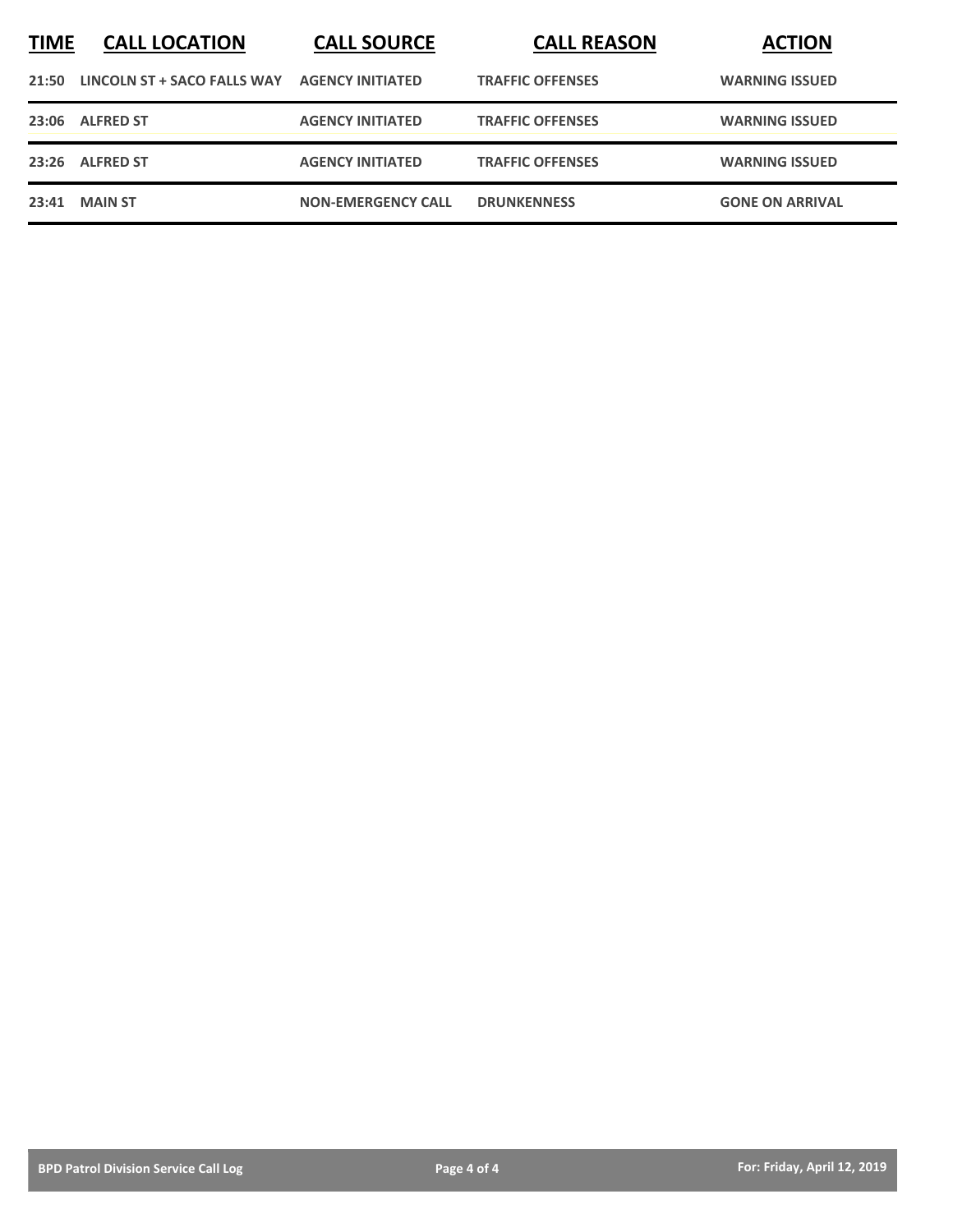| TIME | CALL LOCATION | CALL SOURCE | CALL REASON | ACTION |
|---|---|---|---|---|
| 21:50 | LINCOLN ST + SACO FALLS WAY | AGENCY INITIATED | TRAFFIC OFFENSES | WARNING ISSUED |
| 23:06 | ALFRED ST | AGENCY INITIATED | TRAFFIC OFFENSES | WARNING ISSUED |
| 23:26 | ALFRED ST | AGENCY INITIATED | TRAFFIC OFFENSES | WARNING ISSUED |
| 23:41 | MAIN ST | NON-EMERGENCY CALL | DRUNKENNESS | GONE ON ARRIVAL |